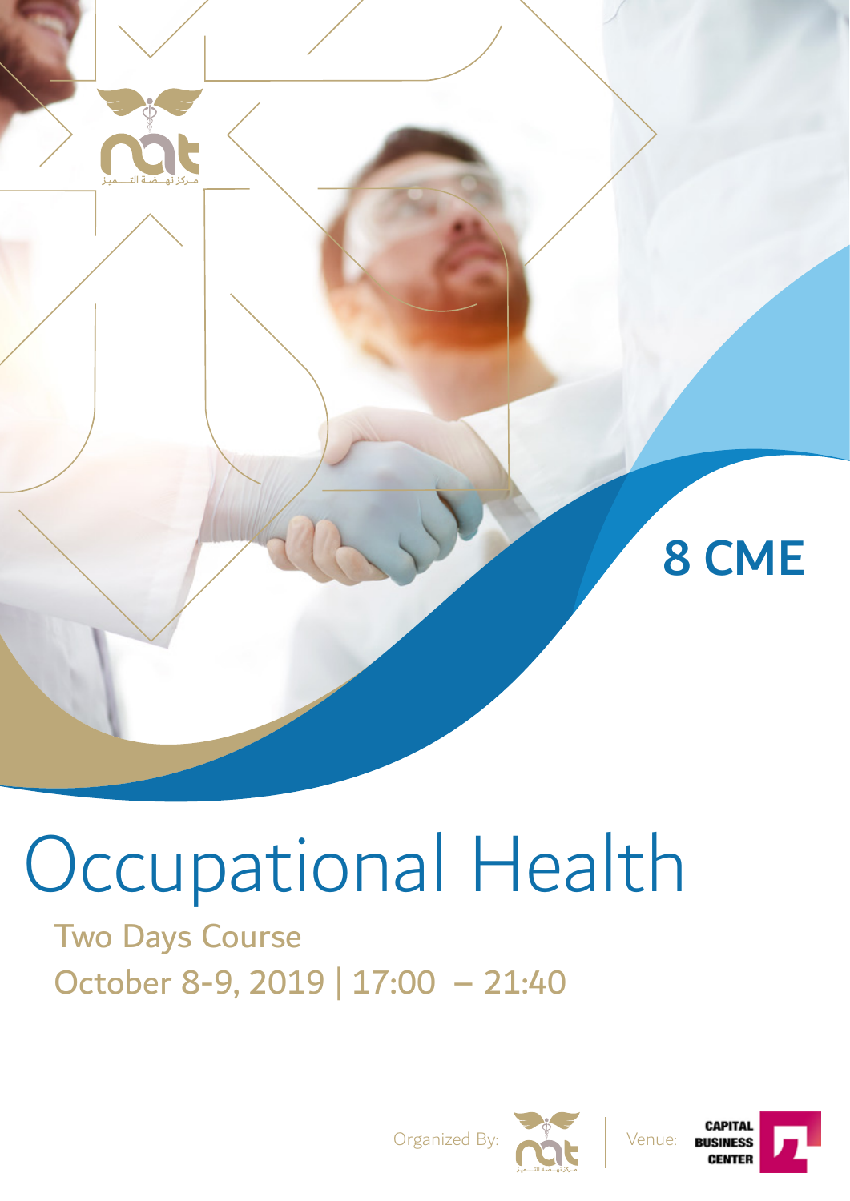مـركز نهـضـة التـــميز

8 CME

# Occupational Health

Two Days Course

October 8-9, 2019 | 17:00 – 21:40

Organized By: مـركز نهـضـة التـــميز

Venue: CAPITAL BUSINESS CENTER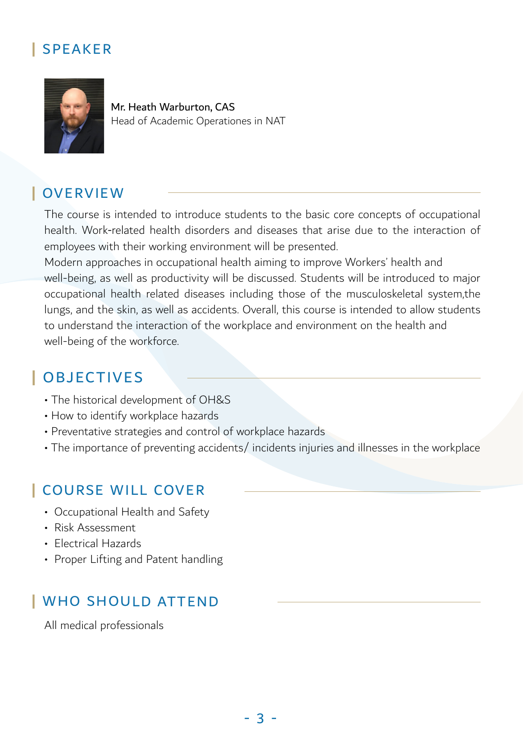## SPEAKER

**Mr. Heath Warburton, CAS**
Head of Academic Operationes in NAT

## OVERVIEW

The course is intended to introduce students to the basic core concepts of occupational health. Work-related health disorders and diseases that arise due to the interaction of employees with their working environment will be presented.
Modern approaches in occupational health aiming to improve Workers' health and well-being, as well as productivity will be discussed. Students will be introduced to major occupational health related diseases including those of the musculoskeletal system,the lungs, and the skin, as well as accidents. Overall, this course is intended to allow students to understand the interaction of the workplace and environment on the health and well-being of the workforce.

## OBJECTIVES

- The historical development of OH&S
- How to identify workplace hazards
- Preventative strategies and control of workplace hazards
- The importance of preventing accidents/ incidents injuries and illnesses in the workplace

## COURSE WILL COVER

- Occupational Health and Safety
- Risk Assessment
- Electrical Hazards
- Proper Lifting and Patent handling

## WHO SHOULD ATTEND

All medical professionals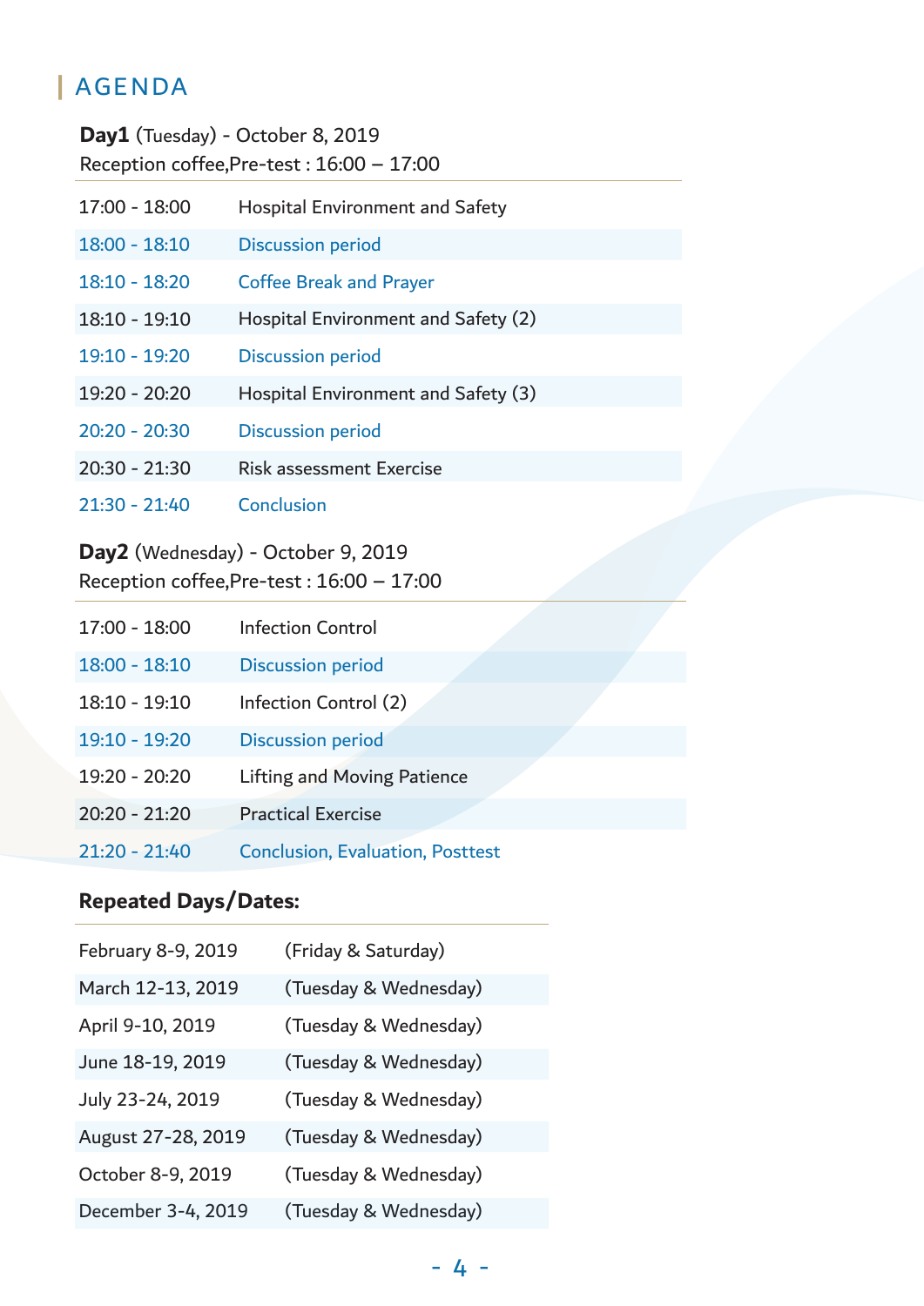## AGENDA

**Day1** (Tuesday) - October 8, 2019
Reception coffee,Pre-test : 16:00 – 17:00

| | |
|---|---|
| 17:00 - 18:00 | Hospital Environment and Safety |
| 18:00 - 18:10 | Discussion period |
| 18:10 - 18:20 | Coffee Break and Prayer |
| 18:10 - 19:10 | Hospital Environment and Safety (2) |
| 19:10 - 19:20 | Discussion period |
| 19:20 - 20:20 | Hospital Environment and Safety (3) |
| 20:20 - 20:30 | Discussion period |
| 20:30 - 21:30 | Risk assessment Exercise |
| 21:30 - 21:40 | Conclusion |

**Day2** (Wednesday) - October 9, 2019
Reception coffee,Pre-test : 16:00 – 17:00

| | |
|---|---|
| 17:00 - 18:00 | Infection Control |
| 18:00 - 18:10 | Discussion period |
| 18:10 - 19:10 | Infection Control (2) |
| 19:10 - 19:20 | Discussion period |
| 19:20 - 20:20 | Lifting and Moving Patience |
| 20:20 - 21:20 | Practical Exercise |
| 21:20 - 21:40 | Conclusion, Evaluation, Posttest |

**Repeated Days/Dates:**

| | |
|---|---|
| February 8-9, 2019 | (Friday & Saturday) |
| March 12-13, 2019 | (Tuesday & Wednesday) |
| April 9-10, 2019 | (Tuesday & Wednesday) |
| June 18-19, 2019 | (Tuesday & Wednesday) |
| July 23-24, 2019 | (Tuesday & Wednesday) |
| August 27-28, 2019 | (Tuesday & Wednesday) |
| October 8-9, 2019 | (Tuesday & Wednesday) |
| December 3-4, 2019 | (Tuesday & Wednesday) |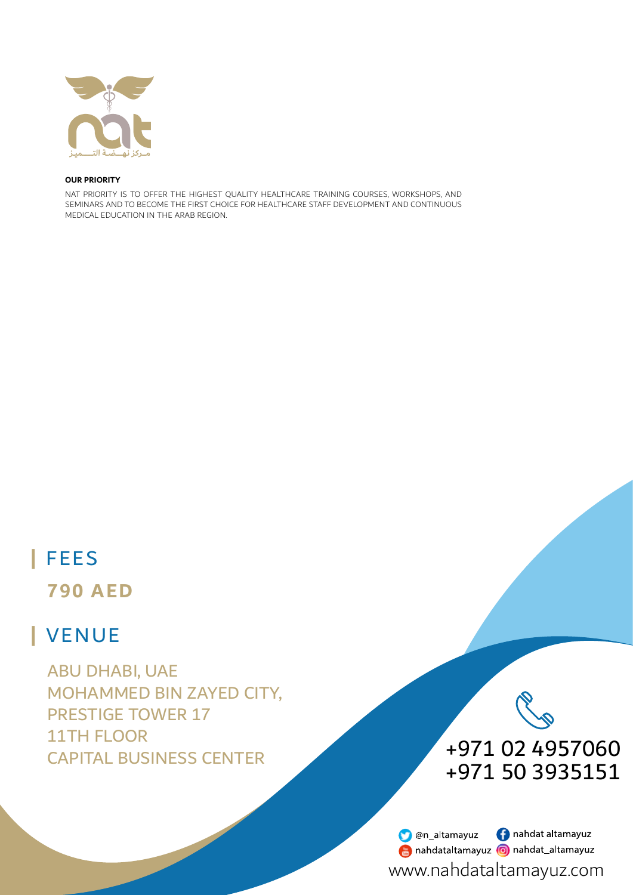مـركز نهــضة التـــميز

**OUR PRIORITY**

NAT PRIORITY IS TO OFFER THE HIGHEST QUALITY HEALTHCARE TRAINING COURSES, WORKSHOPS, AND SEMINARS AND TO BECOME THE FIRST CHOICE FOR HEALTHCARE STAFF DEVELOPMENT AND CONTINUOUS MEDICAL EDUCATION IN THE ARAB REGION.

## FEES

**790 AED**

## VENUE

ABU DHABI, UAE
MOHAMMED BIN ZAYED CITY,
PRESTIGE TOWER 17
11TH FLOOR
CAPITAL BUSINESS CENTER

+971 02 4957060
+971 50 3935151

@n_altamayuz
nahdat altamayuz
nahdataltamayuz
nahdat_altamayuz

www.nahdataltamayuz.com